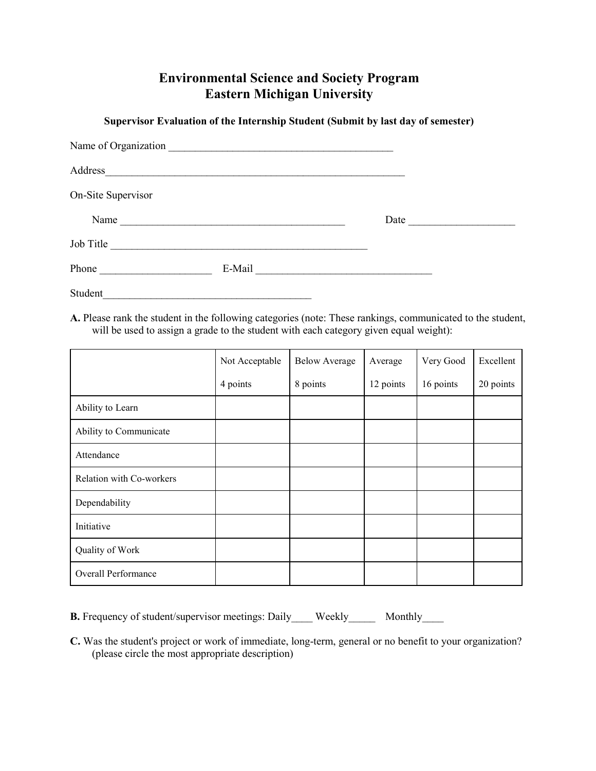# Environmental Science and Society Program
# Eastern Michigan University

**Supervisor Evaluation of the Internship Student (Submit by last day of semester)**

Name of Organization ___________________________________________

Address_________________________________________________________

On-Site Supervisor

Name ___________________________________________ Date ___________________

Job Title ________________________________________________

Phone ____________________ E-Mail ________________________________

Student_______________________________________

**A.** Please rank the student in the following categories (note: These rankings, communicated to the student, will be used to assign a grade to the student with each category given equal weight):

| | Not Acceptable<br>4 points | Below Average<br>8 points | Average<br>12 points | Very Good<br>16 points | Excellent<br>20 points |
|---|---|---|---|---|---|
| Ability to Learn | | | | | |
| Ability to Communicate | | | | | |
| Attendance | | | | | |
| Relation with Co-workers | | | | | |
| Dependability | | | | | |
| Initiative | | | | | |
| Quality of Work | | | | | |
| Overall Performance | | | | | |

**B.** Frequency of student/supervisor meetings: Daily____ Weekly_____ Monthly____

**C.** Was the student's project or work of immediate, long-term, general or no benefit to your organization? (please circle the most appropriate description)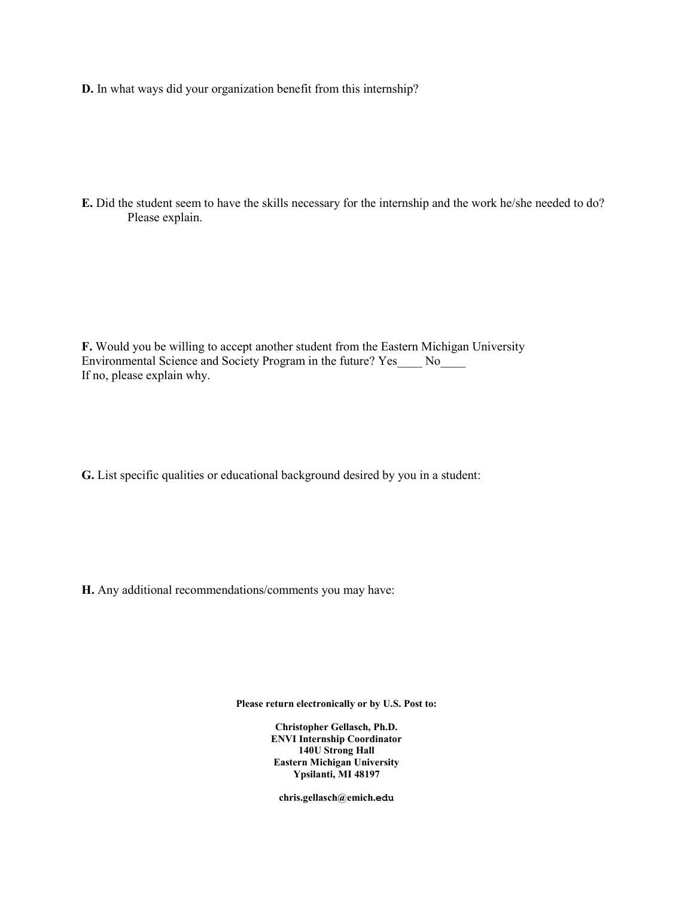**D.** In what ways did your organization benefit from this internship?

**E.** Did the student seem to have the skills necessary for the internship and the work he/she needed to do? Please explain.

**F.** Would you be willing to accept another student from the Eastern Michigan University Environmental Science and Society Program in the future? Yes____ No____
If no, please explain why.

**G.** List specific qualities or educational background desired by you in a student:

**H.** Any additional recommendations/comments you may have:

**Please return electronically or by U.S. Post to:**

**Christopher Gellasch, Ph.D.**
**ENVI Internship Coordinator**
**140U Strong Hall**
**Eastern Michigan University**
**Ypsilanti, MI 48197**

**chris.gellasch@emich.edu**